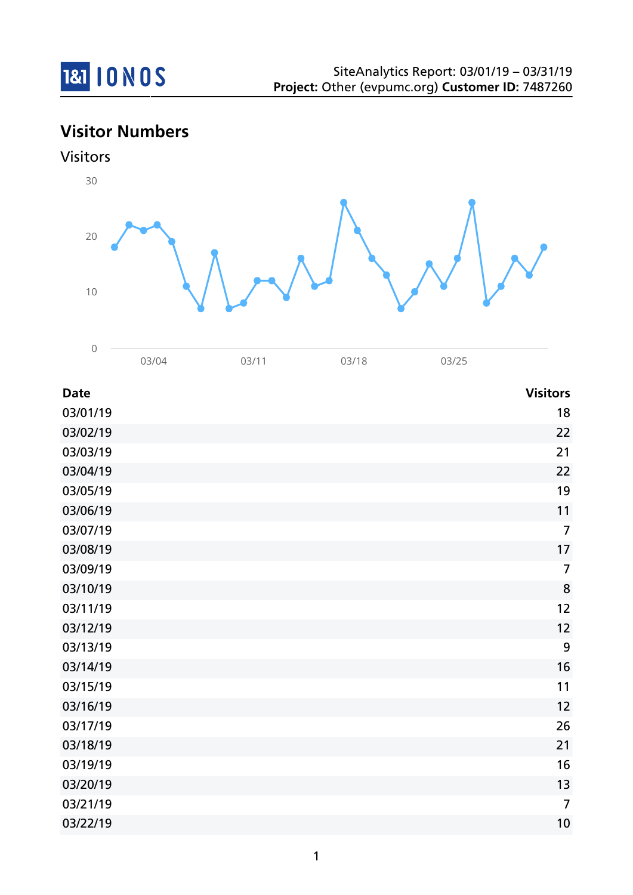SiteAnalytics Report: 03/01/19 – 03/31/19
**Project:** Other (evpumc.org) **Customer ID:** 7487260

## Visitor Numbers

### Visitors

| Date | Visitors |
|---|---|
| 03/01/19 | 18 |
| 03/02/19 | 22 |
| 03/03/19 | 21 |
| 03/04/19 | 22 |
| 03/05/19 | 19 |
| 03/06/19 | 11 |
| 03/07/19 | 7 |
| 03/08/19 | 17 |
| 03/09/19 | 7 |
| 03/10/19 | 8 |
| 03/11/19 | 12 |
| 03/12/19 | 12 |
| 03/13/19 | 9 |
| 03/14/19 | 16 |
| 03/15/19 | 11 |
| 03/16/19 | 12 |
| 03/17/19 | 26 |
| 03/18/19 | 21 |
| 03/19/19 | 16 |
| 03/20/19 | 13 |
| 03/21/19 | 7 |
| 03/22/19 | 10 |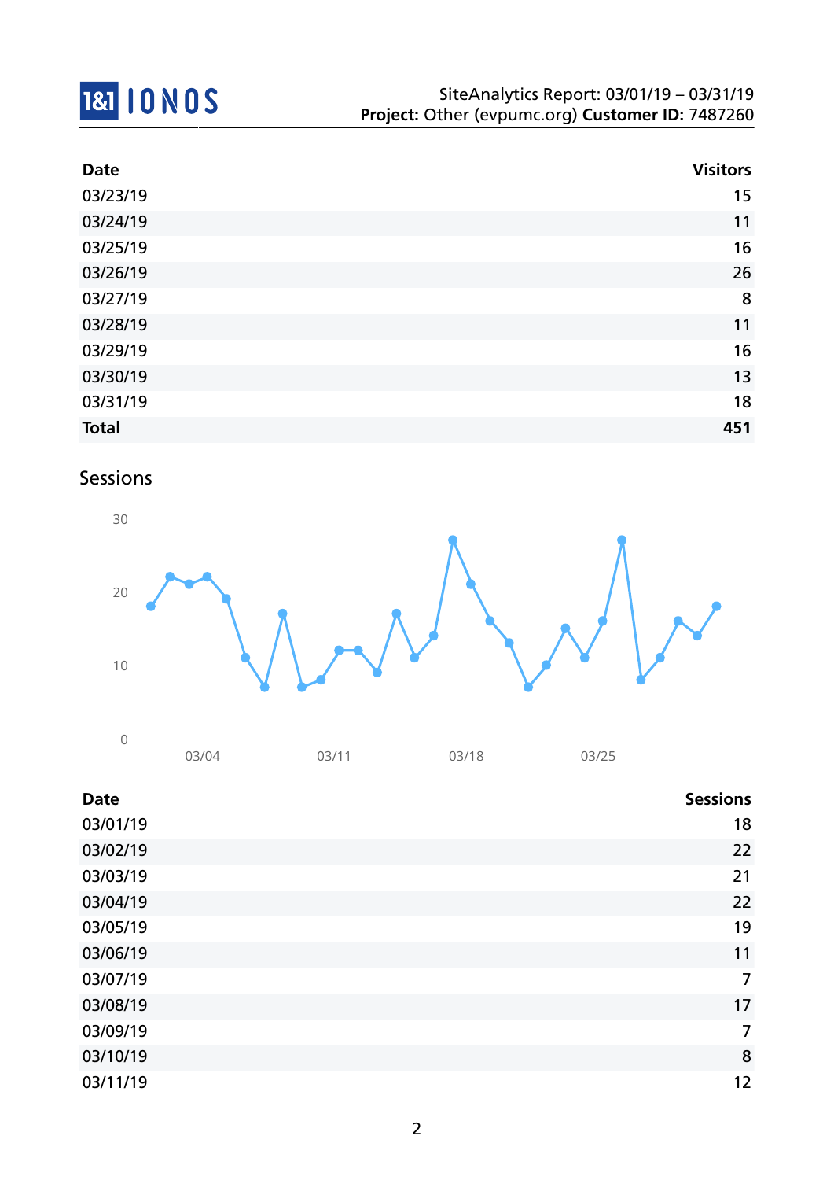| Date | Visitors |
|---|---|
| 03/23/19 | 15 |
| 03/24/19 | 11 |
| 03/25/19 | 16 |
| 03/26/19 | 26 |
| 03/27/19 | 8 |
| 03/28/19 | 11 |
| 03/29/19 | 16 |
| 03/30/19 | 13 |
| 03/31/19 | 18 |
| **Total** | **451** |

## Sessions

| Date | Sessions |
|---|---|
| 03/01/19 | 18 |
| 03/02/19 | 22 |
| 03/03/19 | 21 |
| 03/04/19 | 22 |
| 03/05/19 | 19 |
| 03/06/19 | 11 |
| 03/07/19 | 7 |
| 03/08/19 | 17 |
| 03/09/19 | 7 |
| 03/10/19 | 8 |
| 03/11/19 | 12 |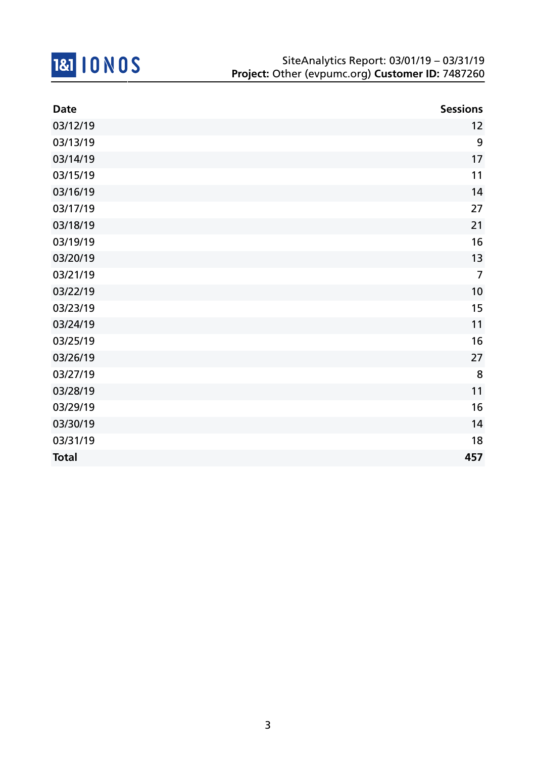| Date | Sessions |
|---|---|
| 03/12/19 | 12 |
| 03/13/19 | 9 |
| 03/14/19 | 17 |
| 03/15/19 | 11 |
| 03/16/19 | 14 |
| 03/17/19 | 27 |
| 03/18/19 | 21 |
| 03/19/19 | 16 |
| 03/20/19 | 13 |
| 03/21/19 | 7 |
| 03/22/19 | 10 |
| 03/23/19 | 15 |
| 03/24/19 | 11 |
| 03/25/19 | 16 |
| 03/26/19 | 27 |
| 03/27/19 | 8 |
| 03/28/19 | 11 |
| 03/29/19 | 16 |
| 03/30/19 | 14 |
| 03/31/19 | 18 |
| **Total** | **457** |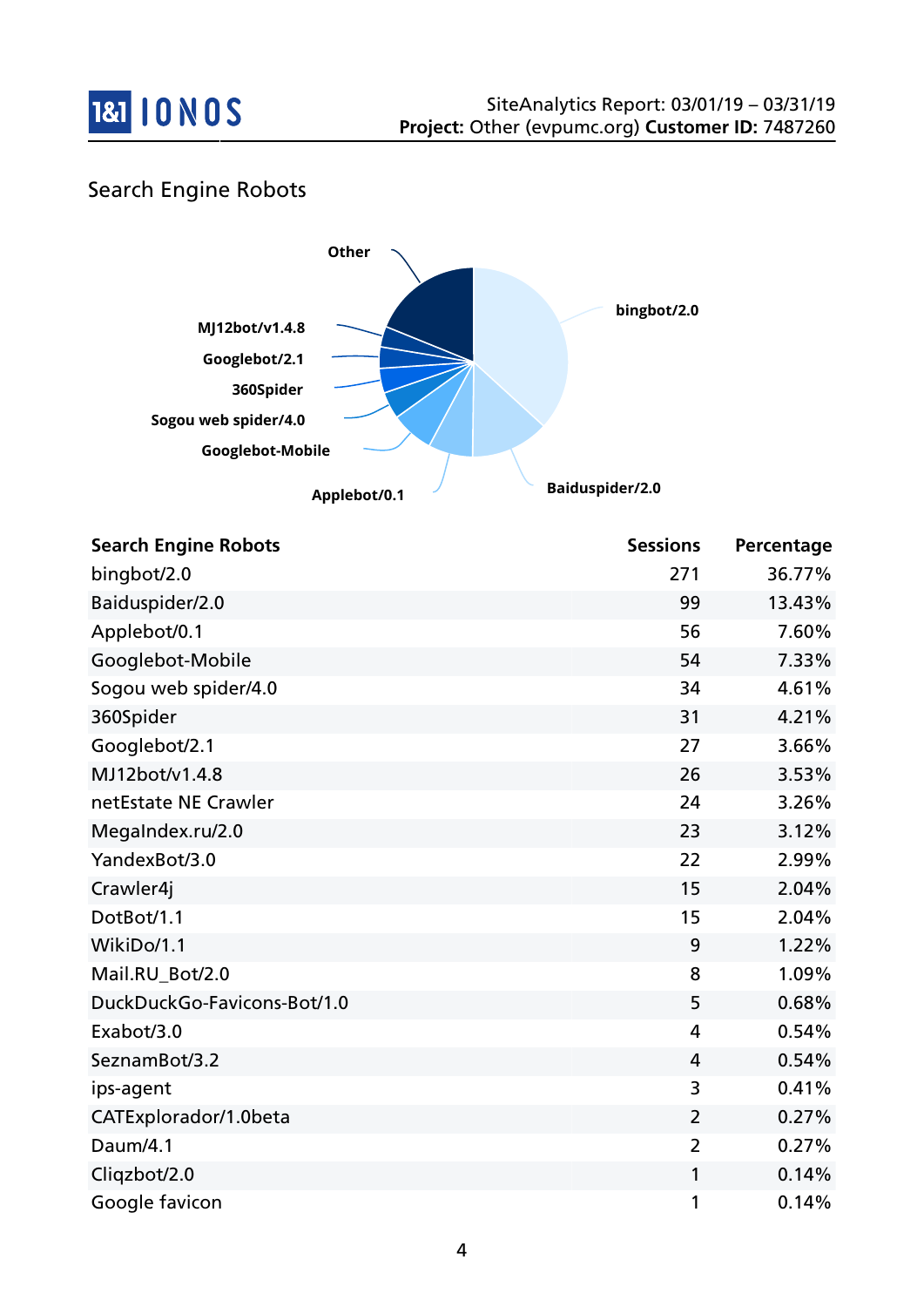## Search Engine Robots

| Search Engine Robots | Sessions | Percentage |
|---|---|---|
| bingbot/2.0 | 271 | 36.77% |
| Baiduspider/2.0 | 99 | 13.43% |
| Applebot/0.1 | 56 | 7.60% |
| Googlebot-Mobile | 54 | 7.33% |
| Sogou web spider/4.0 | 34 | 4.61% |
| 360Spider | 31 | 4.21% |
| Googlebot/2.1 | 27 | 3.66% |
| MJ12bot/v1.4.8 | 26 | 3.53% |
| netEstate NE Crawler | 24 | 3.26% |
| MegaIndex.ru/2.0 | 23 | 3.12% |
| YandexBot/3.0 | 22 | 2.99% |
| Crawler4j | 15 | 2.04% |
| DotBot/1.1 | 15 | 2.04% |
| WikiDo/1.1 | 9 | 1.22% |
| Mail.RU_Bot/2.0 | 8 | 1.09% |
| DuckDuckGo-Favicons-Bot/1.0 | 5 | 0.68% |
| Exabot/3.0 | 4 | 0.54% |
| SeznamBot/3.2 | 4 | 0.54% |
| ips-agent | 3 | 0.41% |
| CATExplorador/1.0beta | 2 | 0.27% |
| Daum/4.1 | 2 | 0.27% |
| Cliqzbot/2.0 | 1 | 0.14% |
| Google favicon | 1 | 0.14% |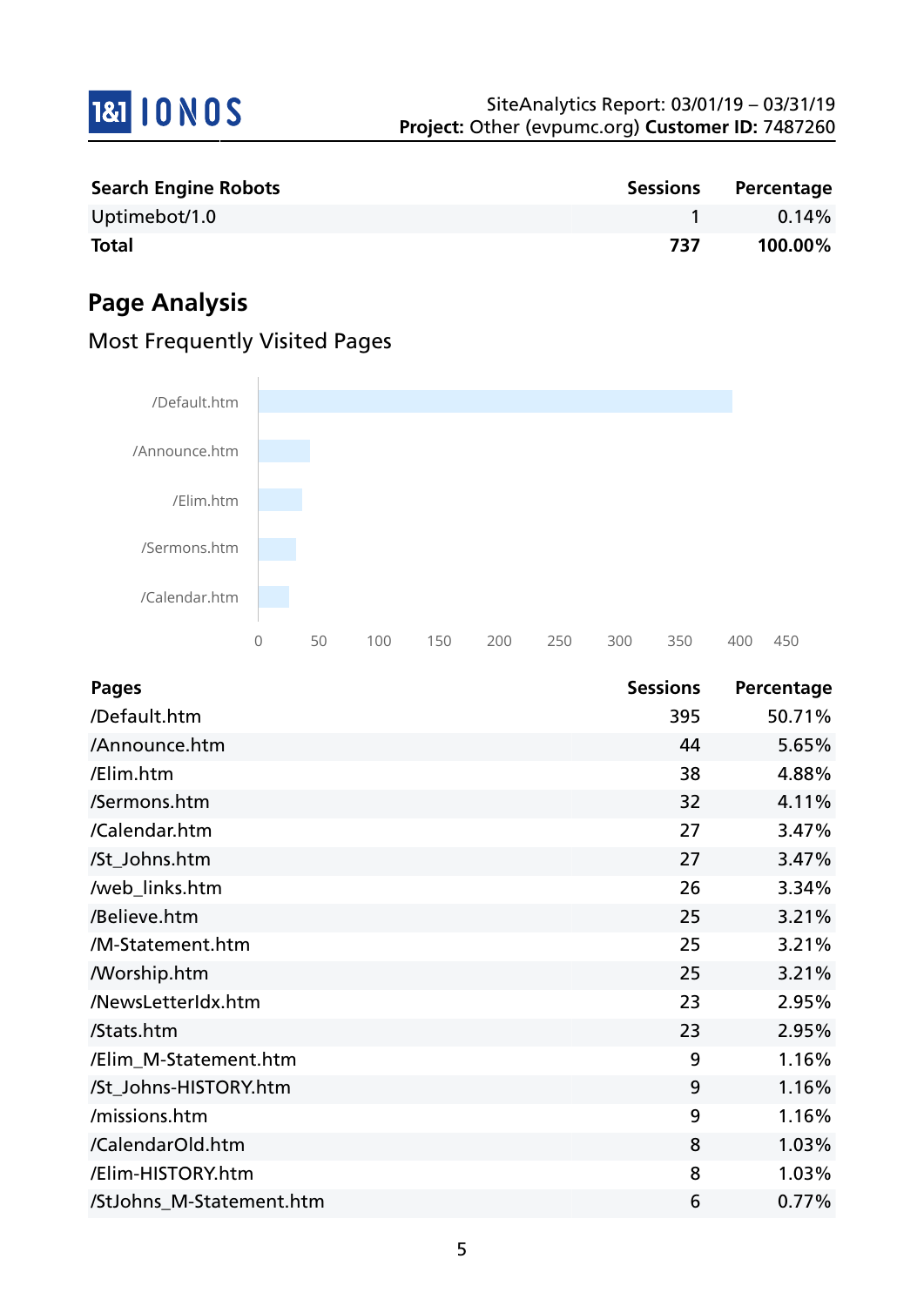| Search Engine Robots | Sessions | Percentage |
|---|---|---|
| Uptimebot/1.0 | 1 | 0.14% |
| **Total** | **737** | **100.00%** |

## Page Analysis

### Most Frequently Visited Pages

| Pages | Sessions | Percentage |
|---|---|---|
| /Default.htm | 395 | 50.71% |
| /Announce.htm | 44 | 5.65% |
| /Elim.htm | 38 | 4.88% |
| /Sermons.htm | 32 | 4.11% |
| /Calendar.htm | 27 | 3.47% |
| /St_Johns.htm | 27 | 3.47% |
| /web_links.htm | 26 | 3.34% |
| /Believe.htm | 25 | 3.21% |
| /M-Statement.htm | 25 | 3.21% |
| /Worship.htm | 25 | 3.21% |
| /NewsLetterIdx.htm | 23 | 2.95% |
| /Stats.htm | 23 | 2.95% |
| /Elim_M-Statement.htm | 9 | 1.16% |
| /St_Johns-HISTORY.htm | 9 | 1.16% |
| /missions.htm | 9 | 1.16% |
| /CalendarOld.htm | 8 | 1.03% |
| /Elim-HISTORY.htm | 8 | 1.03% |
| /StJohns_M-Statement.htm | 6 | 0.77% |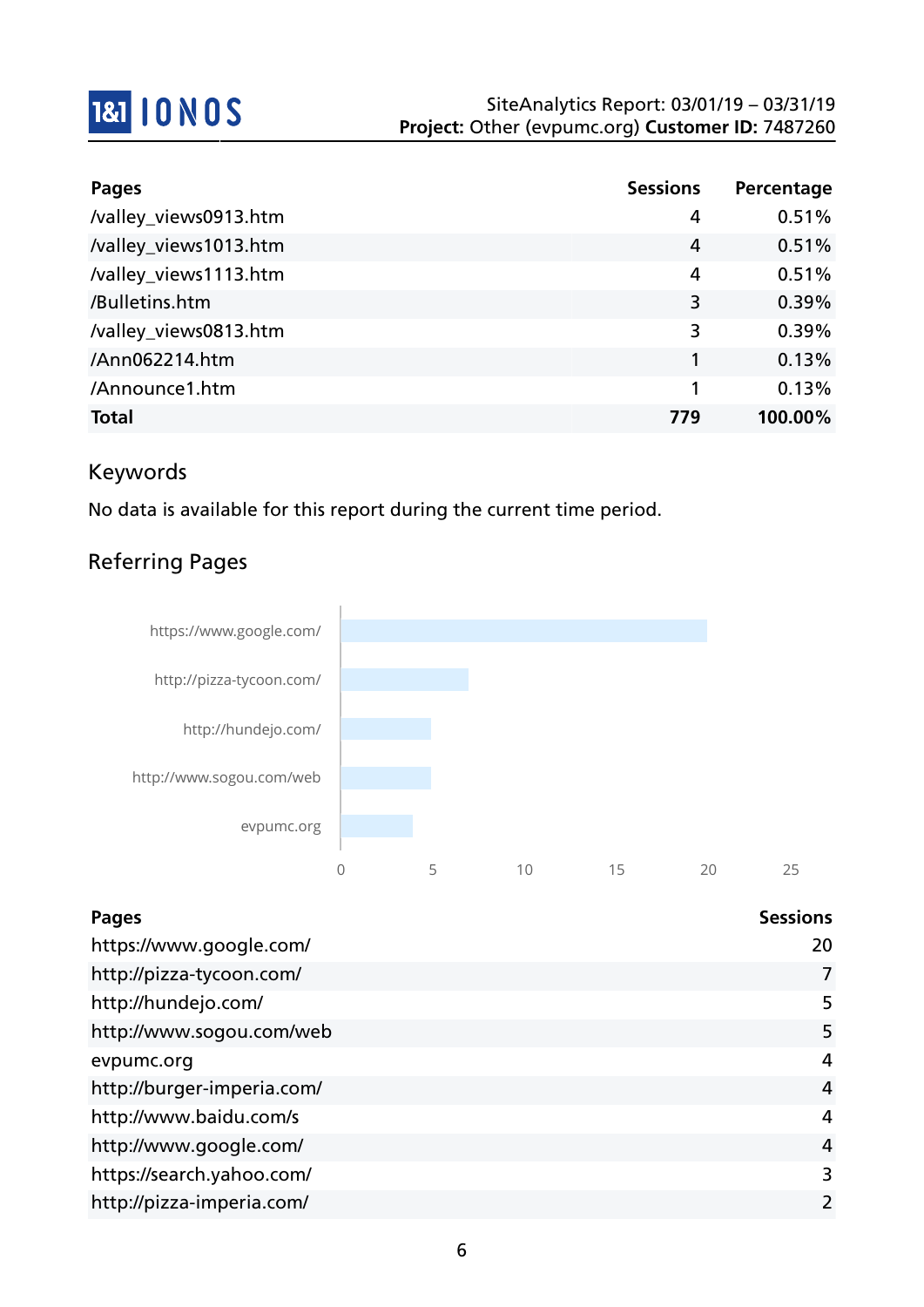| Pages | Sessions | Percentage |
|---|---|---|
| /valley_views0913.htm | 4 | 0.51% |
| /valley_views1013.htm | 4 | 0.51% |
| /valley_views1113.htm | 4 | 0.51% |
| /Bulletins.htm | 3 | 0.39% |
| /valley_views0813.htm | 3 | 0.39% |
| /Ann062214.htm | 1 | 0.13% |
| /Announce1.htm | 1 | 0.13% |
| **Total** | **779** | **100.00%** |

## Keywords

No data is available for this report during the current time period.

## Referring Pages

| Pages | Sessions |
|---|---|
| https://www.google.com/ | 20 |
| http://pizza-tycoon.com/ | 7 |
| http://hundejo.com/ | 5 |
| http://www.sogou.com/web | 5 |
| evpumc.org | 4 |
| http://burger-imperia.com/ | 4 |
| http://www.baidu.com/s | 4 |
| http://www.google.com/ | 4 |
| https://search.yahoo.com/ | 3 |
| http://pizza-imperia.com/ | 2 |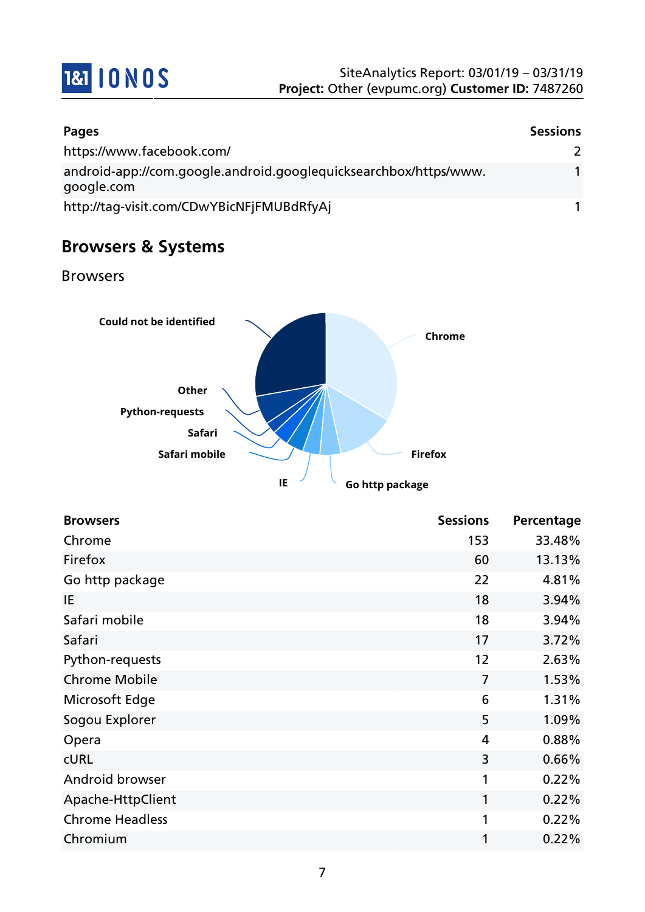| Pages | Sessions |
|---|---|
| https://www.facebook.com/ | 2 |
| android-app://com.google.android.googlequicksearchbox/https/www.google.com | 1 |
| http://tag-visit.com/CDwYBicNFjFMUBdRfyAj | 1 |

## Browsers & Systems

### Browsers

| Browsers | Sessions | Percentage |
|---|---|---|
| Chrome | 153 | 33.48% |
| Firefox | 60 | 13.13% |
| Go http package | 22 | 4.81% |
| IE | 18 | 3.94% |
| Safari mobile | 18 | 3.94% |
| Safari | 17 | 3.72% |
| Python-requests | 12 | 2.63% |
| Chrome Mobile | 7 | 1.53% |
| Microsoft Edge | 6 | 1.31% |
| Sogou Explorer | 5 | 1.09% |
| Opera | 4 | 0.88% |
| cURL | 3 | 0.66% |
| Android browser | 1 | 0.22% |
| Apache-HttpClient | 1 | 0.22% |
| Chrome Headless | 1 | 0.22% |
| Chromium | 1 | 0.22% |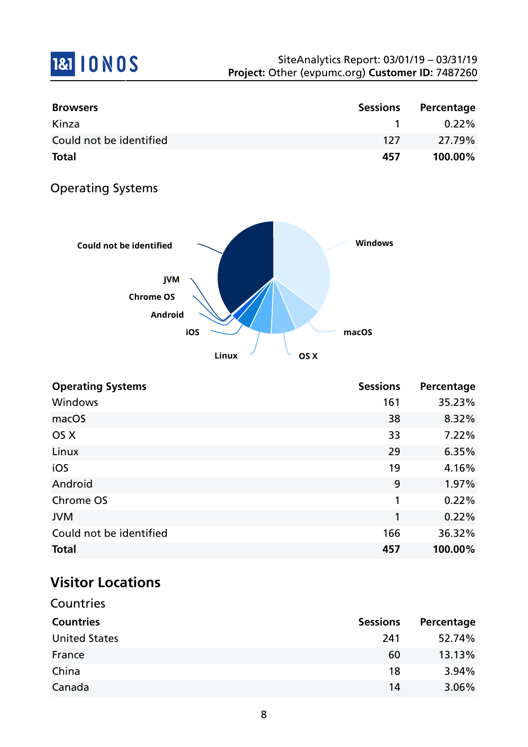| Browsers | Sessions | Percentage |
|---|---|---|
| Kinza | 1 | 0.22% |
| Could not be identified | 127 | 27.79% |
| **Total** | **457** | **100.00%** |

## Operating Systems

| Operating Systems | Sessions | Percentage |
|---|---|---|
| Windows | 161 | 35.23% |
| macOS | 38 | 8.32% |
| OS X | 33 | 7.22% |
| Linux | 29 | 6.35% |
| iOS | 19 | 4.16% |
| Android | 9 | 1.97% |
| Chrome OS | 1 | 0.22% |
| JVM | 1 | 0.22% |
| Could not be identified | 166 | 36.32% |
| **Total** | **457** | **100.00%** |

# Visitor Locations

## Countries

| Countries | Sessions | Percentage |
|---|---|---|
| United States | 241 | 52.74% |
| France | 60 | 13.13% |
| China | 18 | 3.94% |
| Canada | 14 | 3.06% |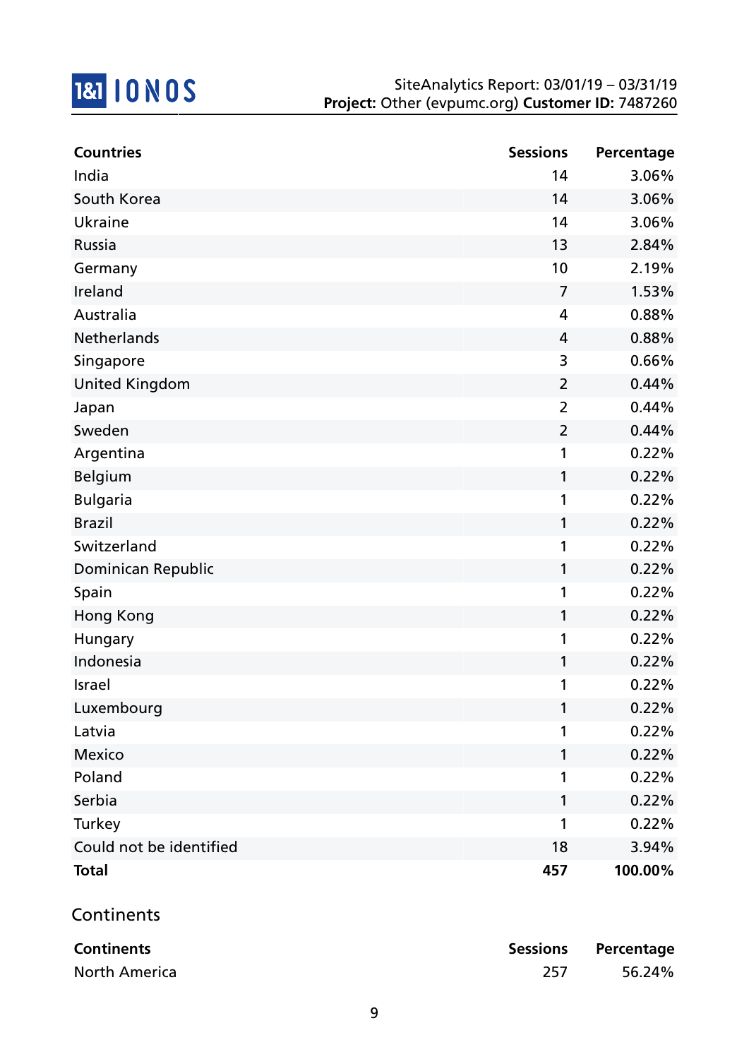| Countries | Sessions | Percentage |
|---|---|---|
| India | 14 | 3.06% |
| South Korea | 14 | 3.06% |
| Ukraine | 14 | 3.06% |
| Russia | 13 | 2.84% |
| Germany | 10 | 2.19% |
| Ireland | 7 | 1.53% |
| Australia | 4 | 0.88% |
| Netherlands | 4 | 0.88% |
| Singapore | 3 | 0.66% |
| United Kingdom | 2 | 0.44% |
| Japan | 2 | 0.44% |
| Sweden | 2 | 0.44% |
| Argentina | 1 | 0.22% |
| Belgium | 1 | 0.22% |
| Bulgaria | 1 | 0.22% |
| Brazil | 1 | 0.22% |
| Switzerland | 1 | 0.22% |
| Dominican Republic | 1 | 0.22% |
| Spain | 1 | 0.22% |
| Hong Kong | 1 | 0.22% |
| Hungary | 1 | 0.22% |
| Indonesia | 1 | 0.22% |
| Israel | 1 | 0.22% |
| Luxembourg | 1 | 0.22% |
| Latvia | 1 | 0.22% |
| Mexico | 1 | 0.22% |
| Poland | 1 | 0.22% |
| Serbia | 1 | 0.22% |
| Turkey | 1 | 0.22% |
| Could not be identified | 18 | 3.94% |
| **Total** | **457** | **100.00%** |

## Continents

| Continents | Sessions | Percentage |
|---|---|---|
| North America | 257 | 56.24% |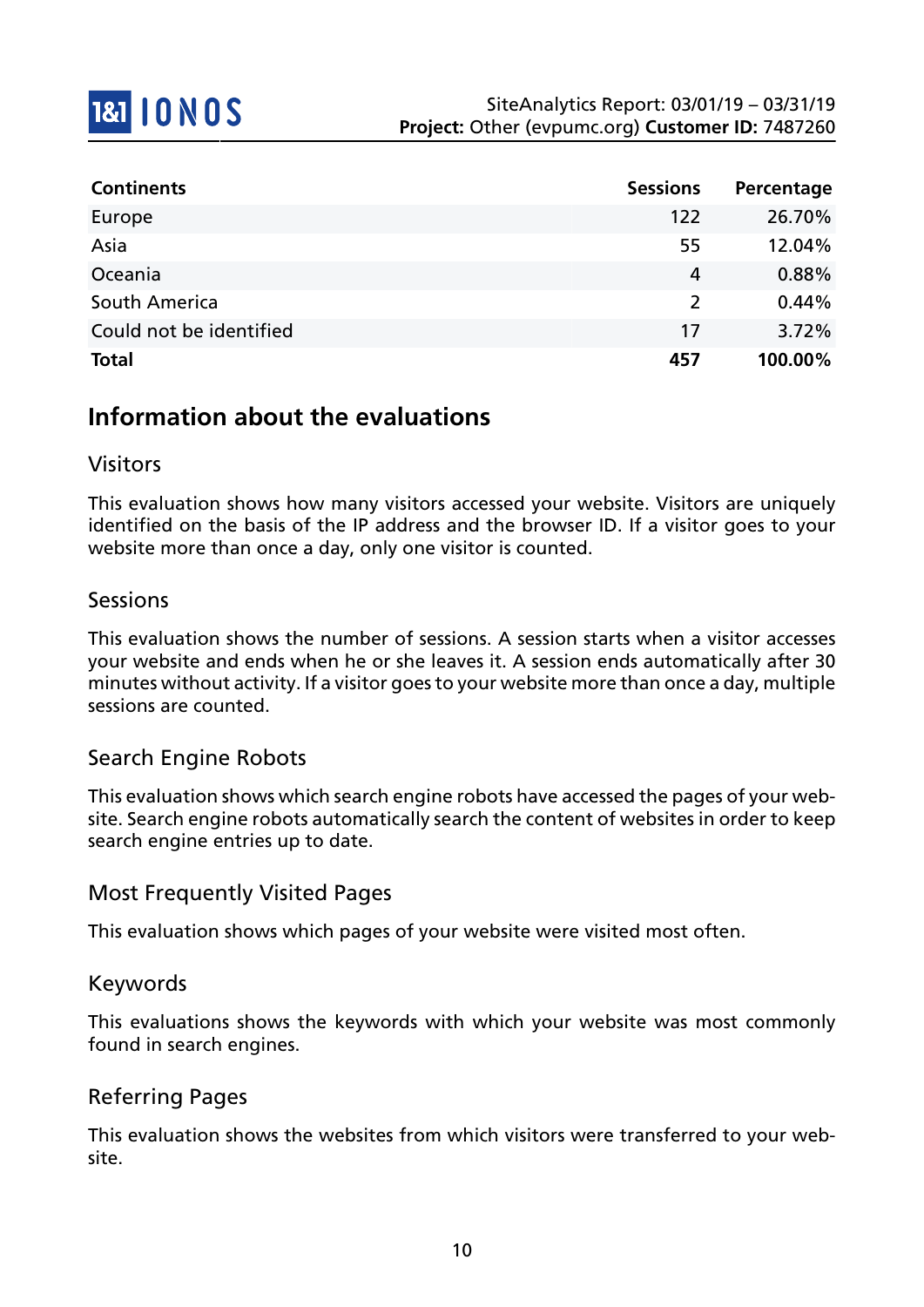| Continents | Sessions | Percentage |
| --- | --- | --- |
| Europe | 122 | 26.70% |
| Asia | 55 | 12.04% |
| Oceania | 4 | 0.88% |
| South America | 2 | 0.44% |
| Could not be identified | 17 | 3.72% |
| **Total** | **457** | **100.00%** |

## Information about the evaluations

### Visitors

This evaluation shows how many visitors accessed your website. Visitors are uniquely identified on the basis of the IP address and the browser ID. If a visitor goes to your website more than once a day, only one visitor is counted.

### Sessions

This evaluation shows the number of sessions. A session starts when a visitor accesses your website and ends when he or she leaves it. A session ends automatically after 30 minutes without activity. If a visitor goes to your website more than once a day, multiple sessions are counted.

### Search Engine Robots

This evaluation shows which search engine robots have accessed the pages of your website. Search engine robots automatically search the content of websites in order to keep search engine entries up to date.

### Most Frequently Visited Pages

This evaluation shows which pages of your website were visited most often.

### Keywords

This evaluations shows the keywords with which your website was most commonly found in search engines.

### Referring Pages

This evaluation shows the websites from which visitors were transferred to your website.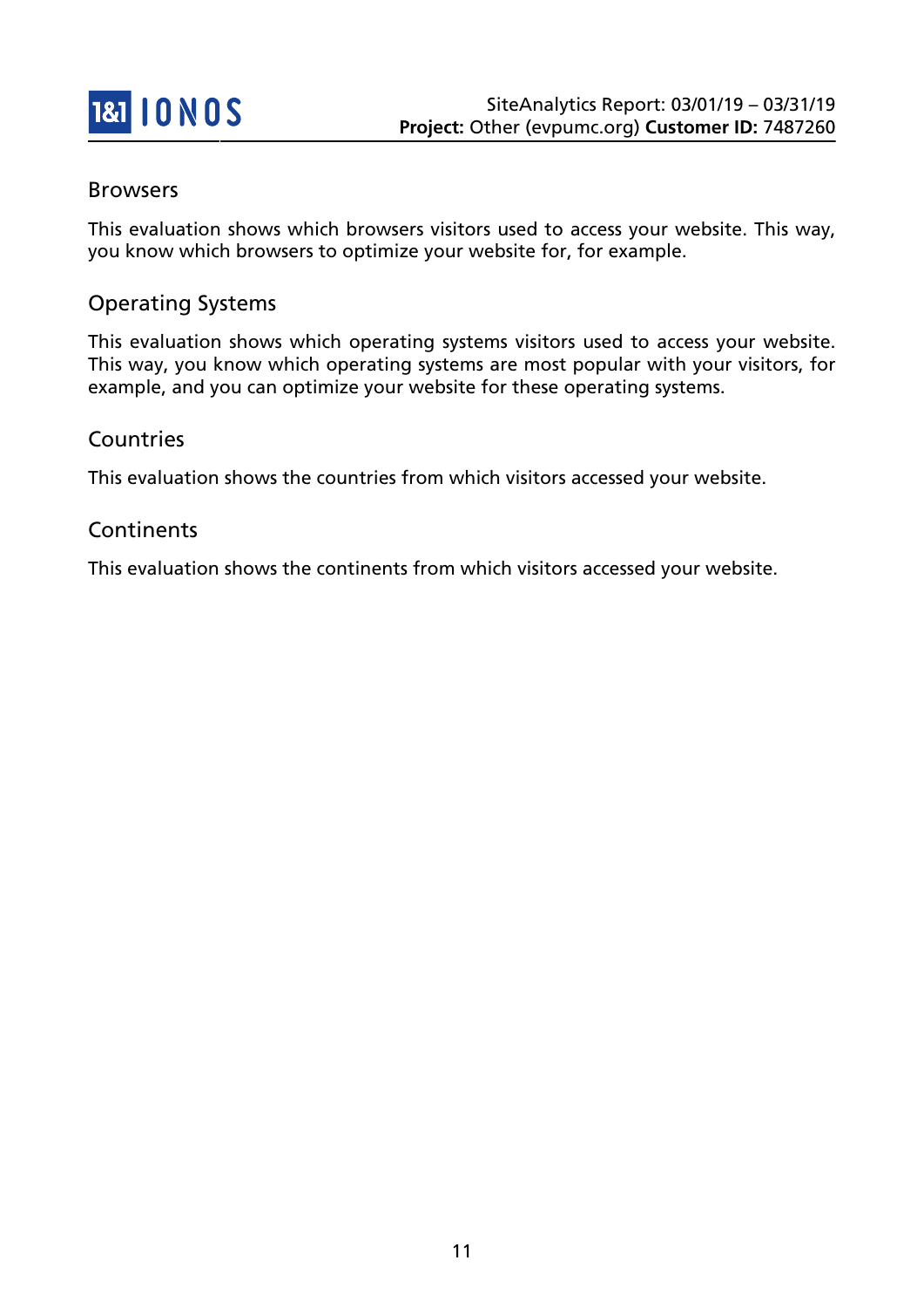## Browsers

This evaluation shows which browsers visitors used to access your website. This way, you know which browsers to optimize your website for, for example.

## Operating Systems

This evaluation shows which operating systems visitors used to access your website. This way, you know which operating systems are most popular with your visitors, for example, and you can optimize your website for these operating systems.

## Countries

This evaluation shows the countries from which visitors accessed your website.

## Continents

This evaluation shows the continents from which visitors accessed your website.